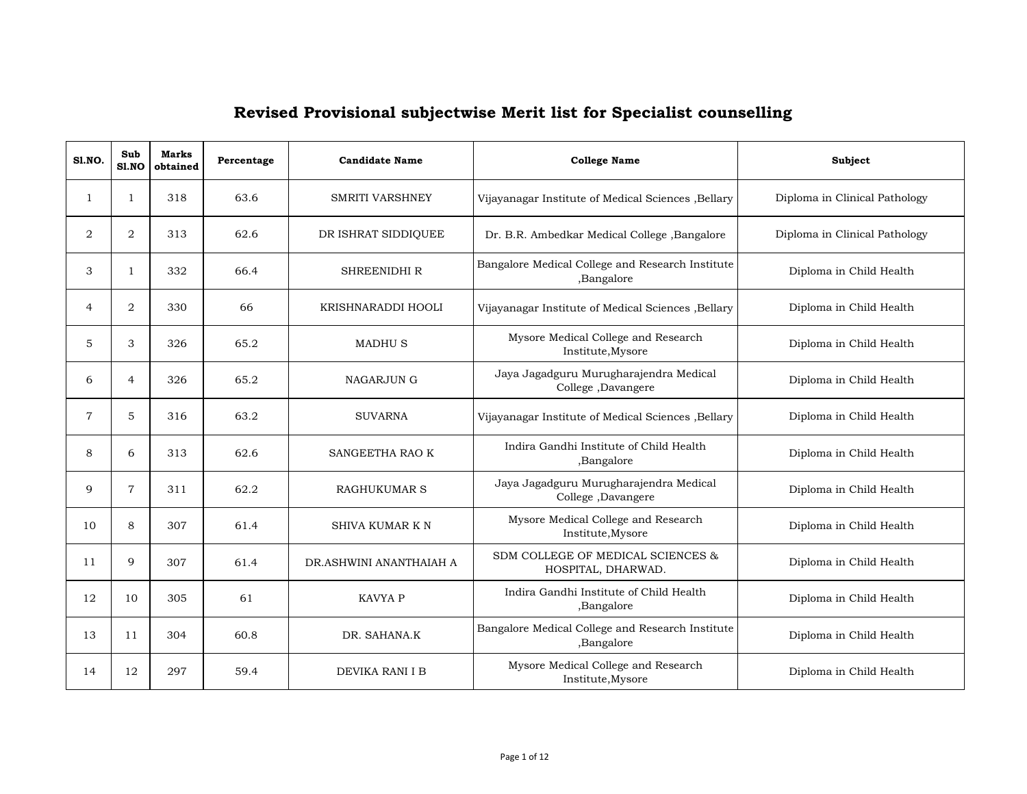# Revised Provisional subjectwise Merit list for Specialist counselling

| Sl.NO. | Sub Sl.NO | Marks obtained | Percentage | Candidate Name | College Name | Subject |
|---|---|---|---|---|---|---|
| 1 | 1 | 318 | 63.6 | SMRITI VARSHNEY | Vijayanagar Institute of Medical Sciences ,Bellary | Diploma in Clinical Pathology |
| 2 | 2 | 313 | 62.6 | DR ISHRAT SIDDIQUEE | Dr. B.R. Ambedkar Medical College ,Bangalore | Diploma in Clinical Pathology |
| 3 | 1 | 332 | 66.4 | SHREENIDHI R | Bangalore Medical College and Research Institute ,Bangalore | Diploma in Child Health |
| 4 | 2 | 330 | 66 | KRISHNARADDI HOOLI | Vijayanagar Institute of Medical Sciences ,Bellary | Diploma in Child Health |
| 5 | 3 | 326 | 65.2 | MADHU S | Mysore Medical College and Research Institute,Mysore | Diploma in Child Health |
| 6 | 4 | 326 | 65.2 | NAGARJUN G | Jaya Jagadguru Murugharajendra Medical College ,Davangere | Diploma in Child Health |
| 7 | 5 | 316 | 63.2 | SUVARNA | Vijayanagar Institute of Medical Sciences ,Bellary | Diploma in Child Health |
| 8 | 6 | 313 | 62.6 | SANGEETHA RAO K | Indira Gandhi Institute of Child Health ,Bangalore | Diploma in Child Health |
| 9 | 7 | 311 | 62.2 | RAGHUKUMAR S | Jaya Jagadguru Murugharajendra Medical College ,Davangere | Diploma in Child Health |
| 10 | 8 | 307 | 61.4 | SHIVA KUMAR K N | Mysore Medical College and Research Institute,Mysore | Diploma in Child Health |
| 11 | 9 | 307 | 61.4 | DR.ASHWINI ANANTHAIAH A | SDM COLLEGE OF MEDICAL SCIENCES & HOSPITAL, DHARWAD. | Diploma in Child Health |
| 12 | 10 | 305 | 61 | KAVYA P | Indira Gandhi Institute of Child Health ,Bangalore | Diploma in Child Health |
| 13 | 11 | 304 | 60.8 | DR. SAHANA.K | Bangalore Medical College and Research Institute ,Bangalore | Diploma in Child Health |
| 14 | 12 | 297 | 59.4 | DEVIKA RANI I B | Mysore Medical College and Research Institute,Mysore | Diploma in Child Health |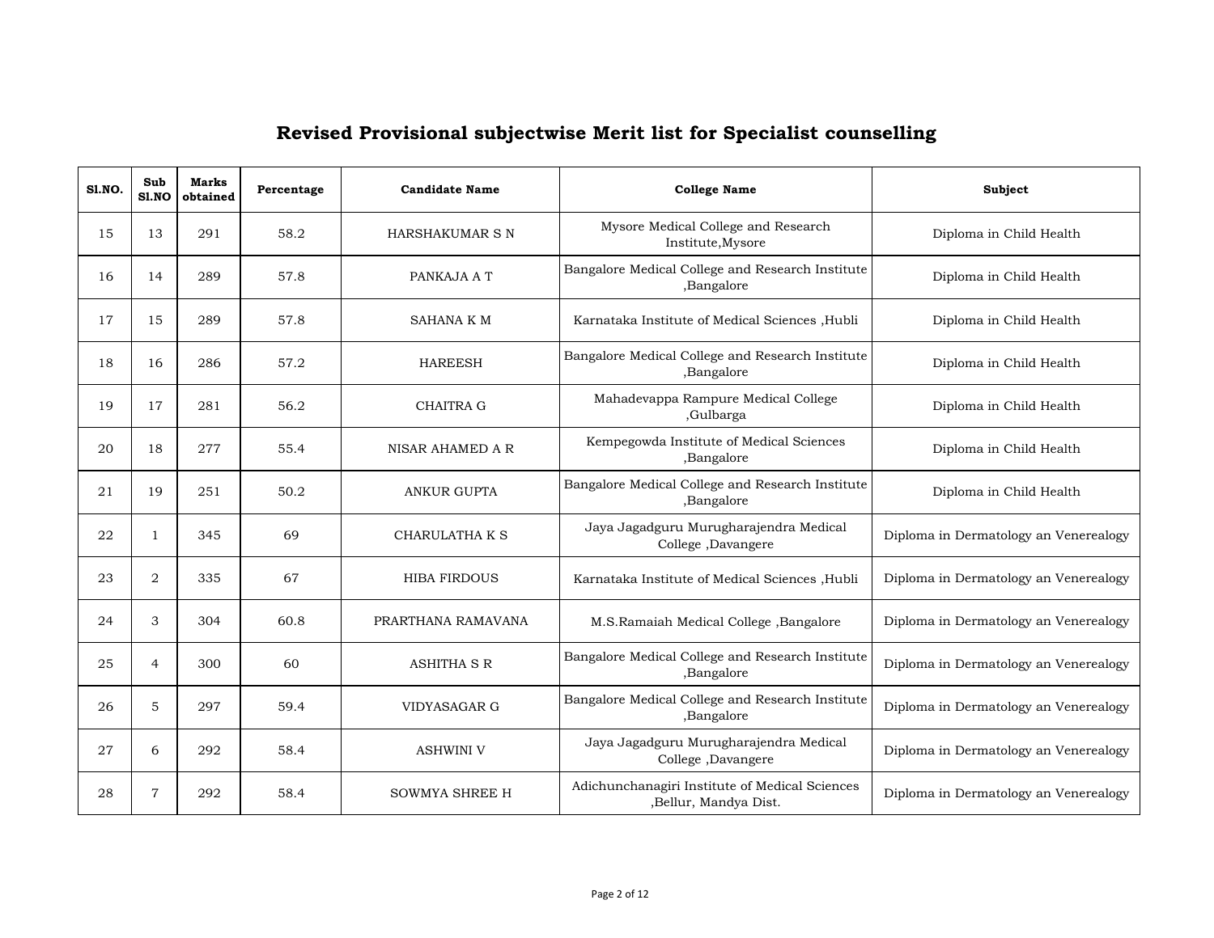# Revised Provisional subjectwise Merit list for Specialist counselling

| Sl.NO. | Sub Sl.NO | Marks obtained | Percentage | Candidate Name | College Name | Subject |
|---|---|---|---|---|---|---|
| 15 | 13 | 291 | 58.2 | HARSHAKUMAR S N | Mysore Medical College and Research Institute,Mysore | Diploma in Child Health |
| 16 | 14 | 289 | 57.8 | PANKAJA A T | Bangalore Medical College and Research Institute ,Bangalore | Diploma in Child Health |
| 17 | 15 | 289 | 57.8 | SAHANA K M | Karnataka Institute of Medical Sciences ,Hubli | Diploma in Child Health |
| 18 | 16 | 286 | 57.2 | HAREESH | Bangalore Medical College and Research Institute ,Bangalore | Diploma in Child Health |
| 19 | 17 | 281 | 56.2 | CHAITRA G | Mahadevappa Rampure Medical College ,Gulbarga | Diploma in Child Health |
| 20 | 18 | 277 | 55.4 | NISAR AHAMED A R | Kempegowda Institute of Medical Sciences ,Bangalore | Diploma in Child Health |
| 21 | 19 | 251 | 50.2 | ANKUR GUPTA | Bangalore Medical College and Research Institute ,Bangalore | Diploma in Child Health |
| 22 | 1 | 345 | 69 | CHARULATHA K S | Jaya Jagadguru Murugharajendra Medical College ,Davangere | Diploma in Dermatology an Venerealogy |
| 23 | 2 | 335 | 67 | HIBA FIRDOUS | Karnataka Institute of Medical Sciences ,Hubli | Diploma in Dermatology an Venerealogy |
| 24 | 3 | 304 | 60.8 | PRARTHANA RAMAVANA | M.S.Ramaiah Medical College ,Bangalore | Diploma in Dermatology an Venerealogy |
| 25 | 4 | 300 | 60 | ASHITHA S R | Bangalore Medical College and Research Institute ,Bangalore | Diploma in Dermatology an Venerealogy |
| 26 | 5 | 297 | 59.4 | VIDYASAGAR G | Bangalore Medical College and Research Institute ,Bangalore | Diploma in Dermatology an Venerealogy |
| 27 | 6 | 292 | 58.4 | ASHWINI V | Jaya Jagadguru Murugharajendra Medical College ,Davangere | Diploma in Dermatology an Venerealogy |
| 28 | 7 | 292 | 58.4 | SOWMYA SHREE H | Adichunchanagiri Institute of Medical Sciences ,Bellur, Mandya Dist. | Diploma in Dermatology an Venerealogy |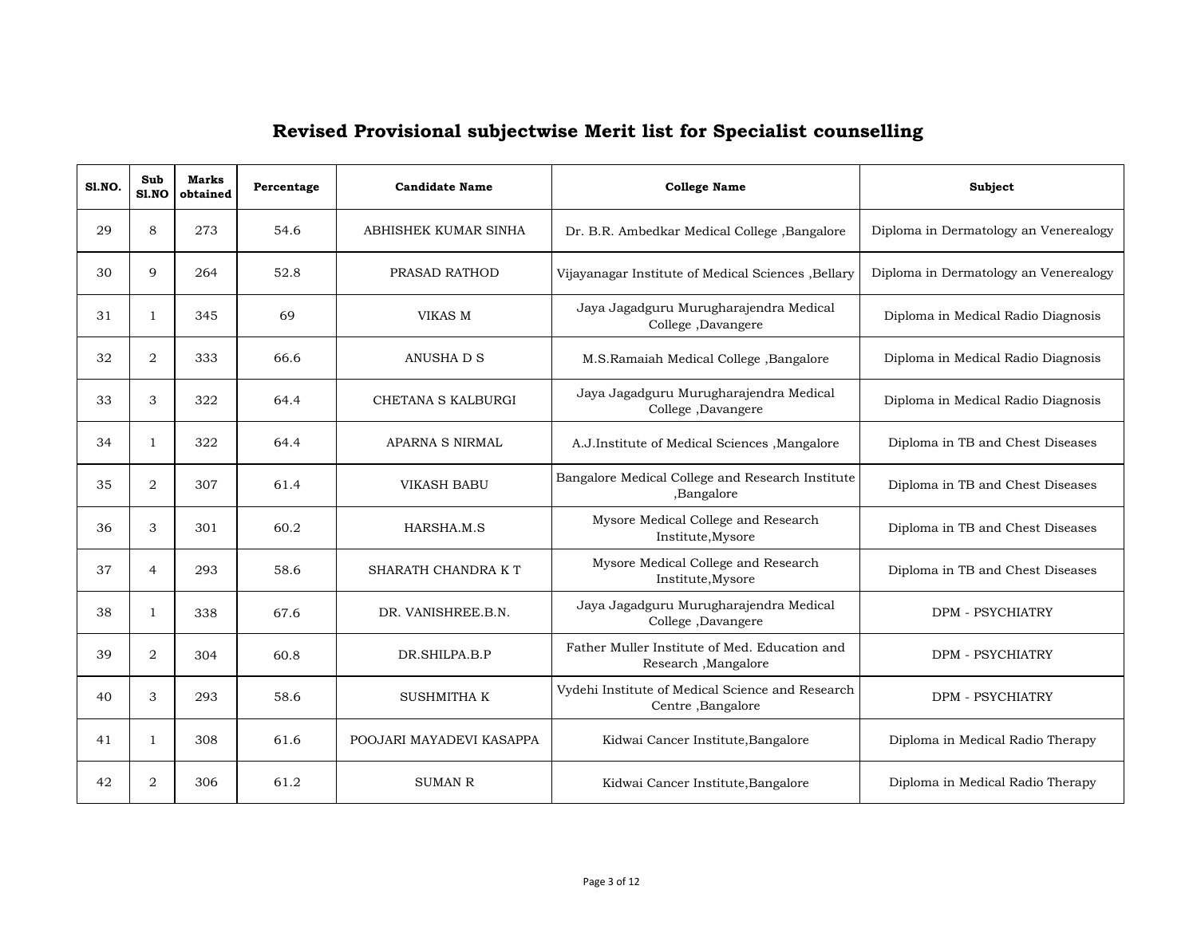# Revised Provisional subjectwise Merit list for Specialist counselling

| Sl.NO. | Sub Sl.NO | Marks obtained | Percentage | Candidate Name | College Name | Subject |
|---|---|---|---|---|---|---|
| 29 | 8 | 273 | 54.6 | ABHISHEK KUMAR SINHA | Dr. B.R. Ambedkar Medical College ,Bangalore | Diploma in Dermatology an Venerealogy |
| 30 | 9 | 264 | 52.8 | PRASAD RATHOD | Vijayanagar Institute of Medical Sciences ,Bellary | Diploma in Dermatology an Venerealogy |
| 31 | 1 | 345 | 69 | VIKAS M | Jaya Jagadguru Murugharajendra Medical College ,Davangere | Diploma in Medical Radio Diagnosis |
| 32 | 2 | 333 | 66.6 | ANUSHA D S | M.S.Ramaiah Medical College ,Bangalore | Diploma in Medical Radio Diagnosis |
| 33 | 3 | 322 | 64.4 | CHETANA S KALBURGI | Jaya Jagadguru Murugharajendra Medical College ,Davangere | Diploma in Medical Radio Diagnosis |
| 34 | 1 | 322 | 64.4 | APARNA S NIRMAL | A.J.Institute of Medical Sciences ,Mangalore | Diploma in TB and Chest Diseases |
| 35 | 2 | 307 | 61.4 | VIKASH BABU | Bangalore Medical College and Research Institute ,Bangalore | Diploma in TB and Chest Diseases |
| 36 | 3 | 301 | 60.2 | HARSHA.M.S | Mysore Medical College and Research Institute,Mysore | Diploma in TB and Chest Diseases |
| 37 | 4 | 293 | 58.6 | SHARATH CHANDRA K T | Mysore Medical College and Research Institute,Mysore | Diploma in TB and Chest Diseases |
| 38 | 1 | 338 | 67.6 | DR. VANISHREE.B.N. | Jaya Jagadguru Murugharajendra Medical College ,Davangere | DPM - PSYCHIATRY |
| 39 | 2 | 304 | 60.8 | DR.SHILPA.B.P | Father Muller Institute of Med. Education and Research ,Mangalore | DPM - PSYCHIATRY |
| 40 | 3 | 293 | 58.6 | SUSHMITHA K | Vydehi Institute of Medical Science and Research Centre ,Bangalore | DPM - PSYCHIATRY |
| 41 | 1 | 308 | 61.6 | POOJARI MAYADEVI KASAPPA | Kidwai Cancer Institute,Bangalore | Diploma in Medical Radio Therapy |
| 42 | 2 | 306 | 61.2 | SUMAN R | Kidwai Cancer Institute,Bangalore | Diploma in Medical Radio Therapy |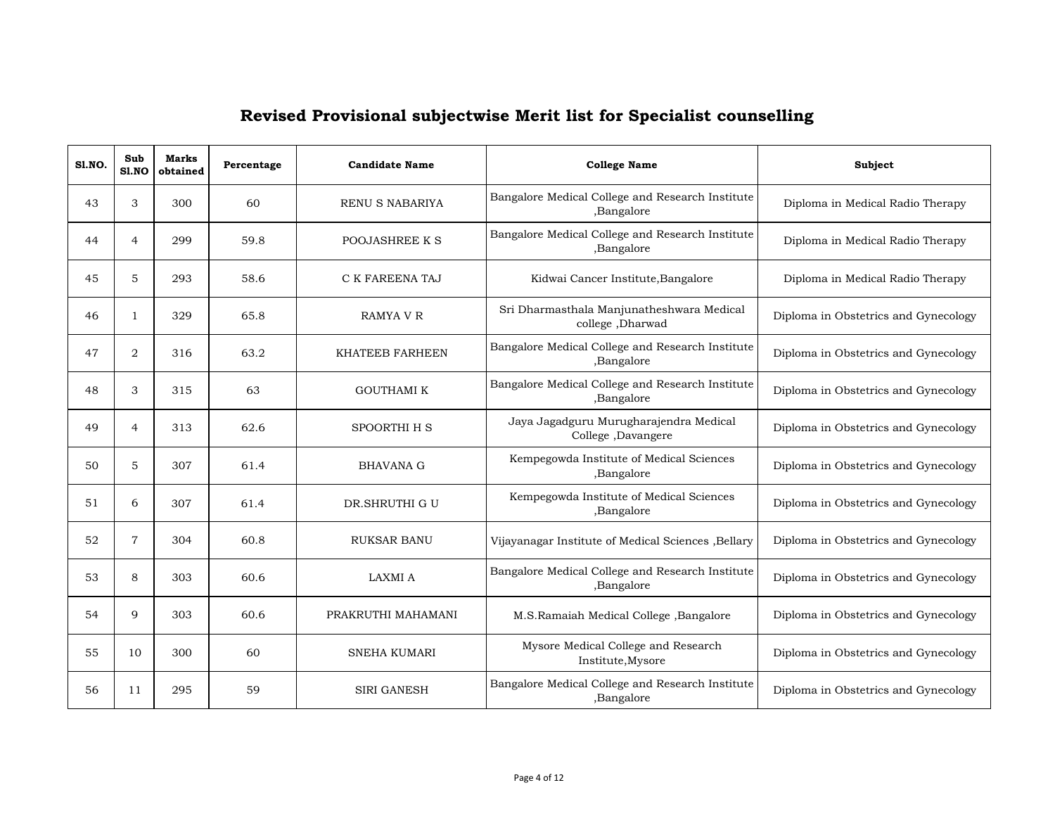# Revised Provisional subjectwise Merit list for Specialist counselling

| Sl.NO. | Sub Sl.NO | Marks obtained | Percentage | Candidate Name | College Name | Subject |
|---|---|---|---|---|---|---|
| 43 | 3 | 300 | 60 | RENU S NABARIYA | Bangalore Medical College and Research Institute ,Bangalore | Diploma in Medical Radio Therapy |
| 44 | 4 | 299 | 59.8 | POOJASHREE K S | Bangalore Medical College and Research Institute ,Bangalore | Diploma in Medical Radio Therapy |
| 45 | 5 | 293 | 58.6 | C K FAREENA TAJ | Kidwai Cancer Institute,Bangalore | Diploma in Medical Radio Therapy |
| 46 | 1 | 329 | 65.8 | RAMYA V R | Sri Dharmasthala Manjunatheshwara Medical college ,Dharwad | Diploma in Obstetrics and Gynecology |
| 47 | 2 | 316 | 63.2 | KHATEEB FARHEEN | Bangalore Medical College and Research Institute ,Bangalore | Diploma in Obstetrics and Gynecology |
| 48 | 3 | 315 | 63 | GOUTHAMI K | Bangalore Medical College and Research Institute ,Bangalore | Diploma in Obstetrics and Gynecology |
| 49 | 4 | 313 | 62.6 | SPOORTHI H S | Jaya Jagadguru Murugharajendra Medical College ,Davangere | Diploma in Obstetrics and Gynecology |
| 50 | 5 | 307 | 61.4 | BHAVANA G | Kempegowda Institute of Medical Sciences ,Bangalore | Diploma in Obstetrics and Gynecology |
| 51 | 6 | 307 | 61.4 | DR.SHRUTHI G U | Kempegowda Institute of Medical Sciences ,Bangalore | Diploma in Obstetrics and Gynecology |
| 52 | 7 | 304 | 60.8 | RUKSAR BANU | Vijayanagar Institute of Medical Sciences ,Bellary | Diploma in Obstetrics and Gynecology |
| 53 | 8 | 303 | 60.6 | LAXMI A | Bangalore Medical College and Research Institute ,Bangalore | Diploma in Obstetrics and Gynecology |
| 54 | 9 | 303 | 60.6 | PRAKRUTHI MAHAMANI | M.S.Ramaiah Medical College ,Bangalore | Diploma in Obstetrics and Gynecology |
| 55 | 10 | 300 | 60 | SNEHA KUMARI | Mysore Medical College and Research Institute,Mysore | Diploma in Obstetrics and Gynecology |
| 56 | 11 | 295 | 59 | SIRI GANESH | Bangalore Medical College and Research Institute ,Bangalore | Diploma in Obstetrics and Gynecology |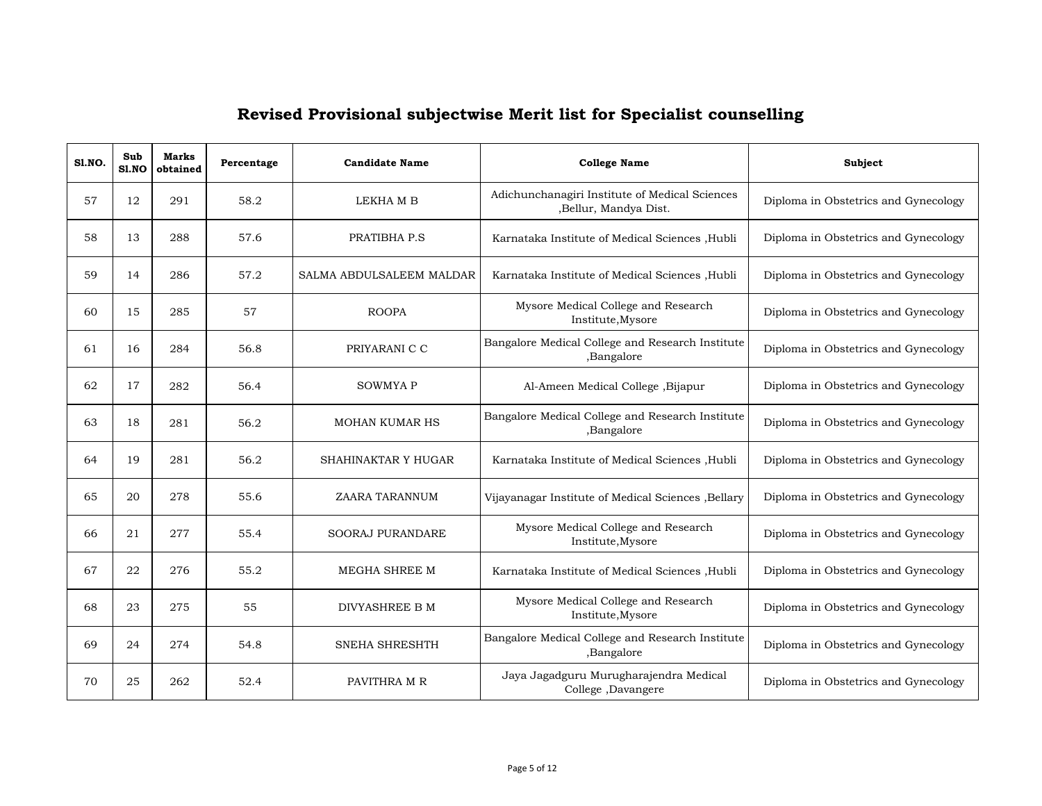# Revised Provisional subjectwise Merit list for Specialist counselling

| Sl.NO. | Sub Sl.NO | Marks obtained | Percentage | Candidate Name | College Name | Subject |
|---|---|---|---|---|---|---|
| 57 | 12 | 291 | 58.2 | LEKHA M B | Adichunchanagiri Institute of Medical Sciences ,Bellur, Mandya Dist. | Diploma in Obstetrics and Gynecology |
| 58 | 13 | 288 | 57.6 | PRATIBHA P.S | Karnataka Institute of Medical Sciences ,Hubli | Diploma in Obstetrics and Gynecology |
| 59 | 14 | 286 | 57.2 | SALMA ABDULSALEEM MALDAR | Karnataka Institute of Medical Sciences ,Hubli | Diploma in Obstetrics and Gynecology |
| 60 | 15 | 285 | 57 | ROOPA | Mysore Medical College and Research Institute,Mysore | Diploma in Obstetrics and Gynecology |
| 61 | 16 | 284 | 56.8 | PRIYARANI C C | Bangalore Medical College and Research Institute ,Bangalore | Diploma in Obstetrics and Gynecology |
| 62 | 17 | 282 | 56.4 | SOWMYA P | Al-Ameen Medical College ,Bijapur | Diploma in Obstetrics and Gynecology |
| 63 | 18 | 281 | 56.2 | MOHAN KUMAR HS | Bangalore Medical College and Research Institute ,Bangalore | Diploma in Obstetrics and Gynecology |
| 64 | 19 | 281 | 56.2 | SHAHINAKTAR Y HUGAR | Karnataka Institute of Medical Sciences ,Hubli | Diploma in Obstetrics and Gynecology |
| 65 | 20 | 278 | 55.6 | ZAARA TARANNUM | Vijayanagar Institute of Medical Sciences ,Bellary | Diploma in Obstetrics and Gynecology |
| 66 | 21 | 277 | 55.4 | SOORAJ PURANDARE | Mysore Medical College and Research Institute,Mysore | Diploma in Obstetrics and Gynecology |
| 67 | 22 | 276 | 55.2 | MEGHA SHREE M | Karnataka Institute of Medical Sciences ,Hubli | Diploma in Obstetrics and Gynecology |
| 68 | 23 | 275 | 55 | DIVYASHREE B M | Mysore Medical College and Research Institute,Mysore | Diploma in Obstetrics and Gynecology |
| 69 | 24 | 274 | 54.8 | SNEHA SHRESHTH | Bangalore Medical College and Research Institute ,Bangalore | Diploma in Obstetrics and Gynecology |
| 70 | 25 | 262 | 52.4 | PAVITHRA M R | Jaya Jagadguru Murugharajendra Medical College ,Davangere | Diploma in Obstetrics and Gynecology |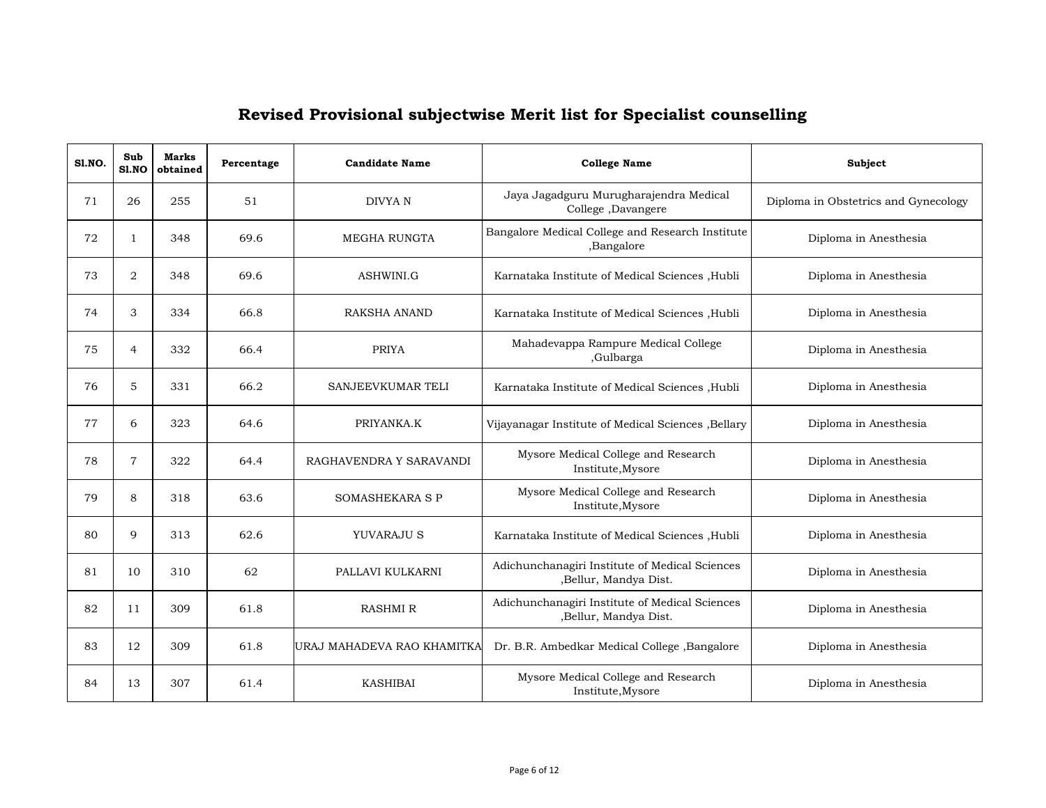# Revised Provisional subjectwise Merit list for Specialist counselling

| Sl.NO. | Sub Sl.NO | Marks obtained | Percentage | Candidate Name | College Name | Subject |
|---|---|---|---|---|---|---|
| 71 | 26 | 255 | 51 | DIVYA N | Jaya Jagadguru Murugharajendra Medical College ,Davangere | Diploma in Obstetrics and Gynecology |
| 72 | 1 | 348 | 69.6 | MEGHA RUNGTA | Bangalore Medical College and Research Institute ,Bangalore | Diploma in Anesthesia |
| 73 | 2 | 348 | 69.6 | ASHWINI.G | Karnataka Institute of Medical Sciences ,Hubli | Diploma in Anesthesia |
| 74 | 3 | 334 | 66.8 | RAKSHA ANAND | Karnataka Institute of Medical Sciences ,Hubli | Diploma in Anesthesia |
| 75 | 4 | 332 | 66.4 | PRIYA | Mahadevappa Rampure Medical College ,Gulbarga | Diploma in Anesthesia |
| 76 | 5 | 331 | 66.2 | SANJEEVKUMAR TELI | Karnataka Institute of Medical Sciences ,Hubli | Diploma in Anesthesia |
| 77 | 6 | 323 | 64.6 | PRIYANKA.K | Vijayanagar Institute of Medical Sciences ,Bellary | Diploma in Anesthesia |
| 78 | 7 | 322 | 64.4 | RAGHAVENDRA Y SARAVANDI | Mysore Medical College and Research Institute,Mysore | Diploma in Anesthesia |
| 79 | 8 | 318 | 63.6 | SOMASHEKARA S P | Mysore Medical College and Research Institute,Mysore | Diploma in Anesthesia |
| 80 | 9 | 313 | 62.6 | YUVARAJU S | Karnataka Institute of Medical Sciences ,Hubli | Diploma in Anesthesia |
| 81 | 10 | 310 | 62 | PALLAVI KULKARNI | Adichunchanagiri Institute of Medical Sciences ,Bellur, Mandya Dist. | Diploma in Anesthesia |
| 82 | 11 | 309 | 61.8 | RASHMI R | Adichunchanagiri Institute of Medical Sciences ,Bellur, Mandya Dist. | Diploma in Anesthesia |
| 83 | 12 | 309 | 61.8 | URAJ MAHADEVA RAO KHAMITKA | Dr. B.R. Ambedkar Medical College ,Bangalore | Diploma in Anesthesia |
| 84 | 13 | 307 | 61.4 | KASHIBAI | Mysore Medical College and Research Institute,Mysore | Diploma in Anesthesia |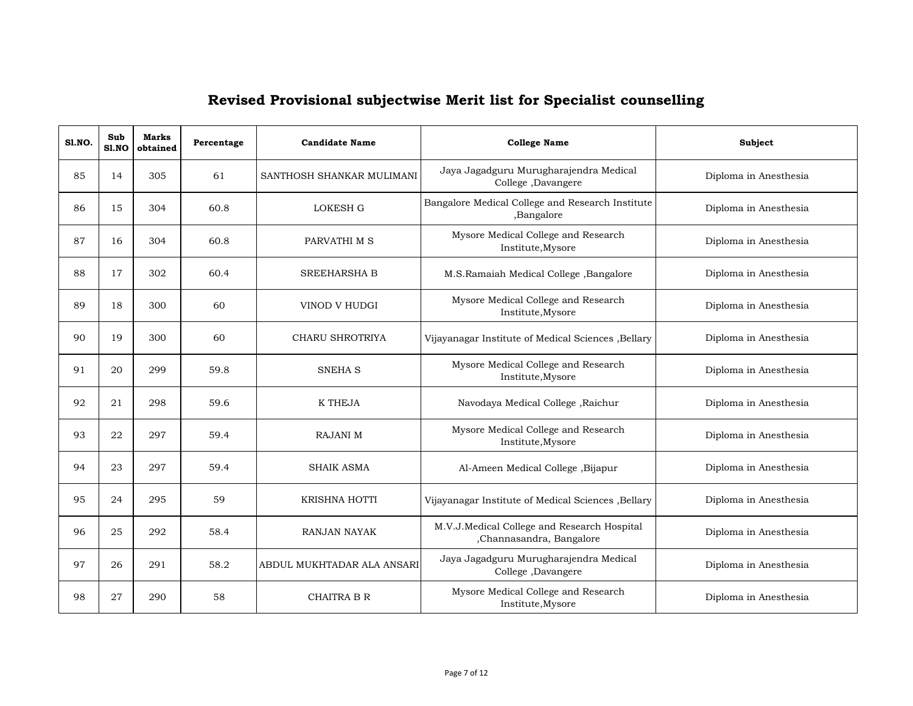## Revised Provisional subjectwise Merit list for Specialist counselling

| Sl.NO. | Sub Sl.NO | Marks obtained | Percentage | Candidate Name | College Name | Subject |
|---|---|---|---|---|---|---|
| 85 | 14 | 305 | 61 | SANTHOSH SHANKAR MULIMANI | Jaya Jagadguru Murugharajendra Medical College ,Davangere | Diploma in Anesthesia |
| 86 | 15 | 304 | 60.8 | LOKESH G | Bangalore Medical College and Research Institute ,Bangalore | Diploma in Anesthesia |
| 87 | 16 | 304 | 60.8 | PARVATHI M S | Mysore Medical College and Research Institute,Mysore | Diploma in Anesthesia |
| 88 | 17 | 302 | 60.4 | SREEHARSHA B | M.S.Ramaiah Medical College ,Bangalore | Diploma in Anesthesia |
| 89 | 18 | 300 | 60 | VINOD V HUDGI | Mysore Medical College and Research Institute,Mysore | Diploma in Anesthesia |
| 90 | 19 | 300 | 60 | CHARU SHROTRIYA | Vijayanagar Institute of Medical Sciences ,Bellary | Diploma in Anesthesia |
| 91 | 20 | 299 | 59.8 | SNEHA S | Mysore Medical College and Research Institute,Mysore | Diploma in Anesthesia |
| 92 | 21 | 298 | 59.6 | K THEJA | Navodaya Medical College ,Raichur | Diploma in Anesthesia |
| 93 | 22 | 297 | 59.4 | RAJANI M | Mysore Medical College and Research Institute,Mysore | Diploma in Anesthesia |
| 94 | 23 | 297 | 59.4 | SHAIK ASMA | Al-Ameen Medical College ,Bijapur | Diploma in Anesthesia |
| 95 | 24 | 295 | 59 | KRISHNA HOTTI | Vijayanagar Institute of Medical Sciences ,Bellary | Diploma in Anesthesia |
| 96 | 25 | 292 | 58.4 | RANJAN NAYAK | M.V.J.Medical College and Research Hospital ,Channasandra, Bangalore | Diploma in Anesthesia |
| 97 | 26 | 291 | 58.2 | ABDUL MUKHTADAR ALA ANSARI | Jaya Jagadguru Murugharajendra Medical College ,Davangere | Diploma in Anesthesia |
| 98 | 27 | 290 | 58 | CHAITRA B R | Mysore Medical College and Research Institute,Mysore | Diploma in Anesthesia |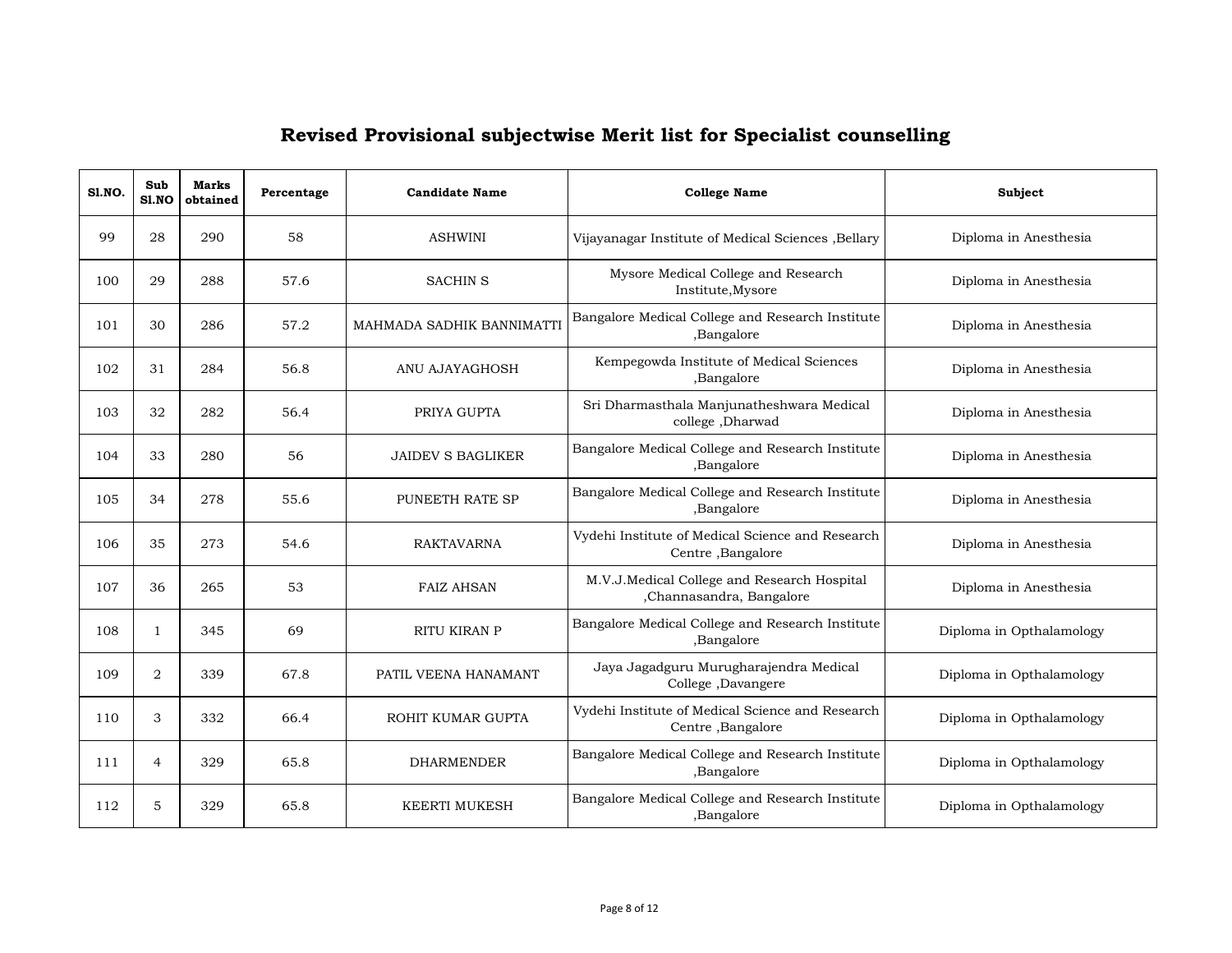# Revised Provisional subjectwise Merit list for Specialist counselling

| Sl.NO. | Sub Sl.NO | Marks obtained | Percentage | Candidate Name | College Name | Subject |
|---|---|---|---|---|---|---|
| 99 | 28 | 290 | 58 | ASHWINI | Vijayanagar Institute of Medical Sciences ,Bellary | Diploma in Anesthesia |
| 100 | 29 | 288 | 57.6 | SACHIN S | Mysore Medical College and Research Institute,Mysore | Diploma in Anesthesia |
| 101 | 30 | 286 | 57.2 | MAHMADA SADHIK BANNIMATTI | Bangalore Medical College and Research Institute ,Bangalore | Diploma in Anesthesia |
| 102 | 31 | 284 | 56.8 | ANU AJAYAGHOSH | Kempegowda Institute of Medical Sciences ,Bangalore | Diploma in Anesthesia |
| 103 | 32 | 282 | 56.4 | PRIYA GUPTA | Sri Dharmasthala Manjunatheshwara Medical college ,Dharwad | Diploma in Anesthesia |
| 104 | 33 | 280 | 56 | JAIDEV S BAGLIKER | Bangalore Medical College and Research Institute ,Bangalore | Diploma in Anesthesia |
| 105 | 34 | 278 | 55.6 | PUNEETH RATE SP | Bangalore Medical College and Research Institute ,Bangalore | Diploma in Anesthesia |
| 106 | 35 | 273 | 54.6 | RAKTAVARNA | Vydehi Institute of Medical Science and Research Centre ,Bangalore | Diploma in Anesthesia |
| 107 | 36 | 265 | 53 | FAIZ AHSAN | M.V.J.Medical College and Research Hospital ,Channasandra, Bangalore | Diploma in Anesthesia |
| 108 | 1 | 345 | 69 | RITU KIRAN P | Bangalore Medical College and Research Institute ,Bangalore | Diploma in Opthalamology |
| 109 | 2 | 339 | 67.8 | PATIL VEENA HANAMANT | Jaya Jagadguru Murugharajendra Medical College ,Davangere | Diploma in Opthalamology |
| 110 | 3 | 332 | 66.4 | ROHIT KUMAR GUPTA | Vydehi Institute of Medical Science and Research Centre ,Bangalore | Diploma in Opthalamology |
| 111 | 4 | 329 | 65.8 | DHARMENDER | Bangalore Medical College and Research Institute ,Bangalore | Diploma in Opthalamology |
| 112 | 5 | 329 | 65.8 | KEERTI MUKESH | Bangalore Medical College and Research Institute ,Bangalore | Diploma in Opthalamology |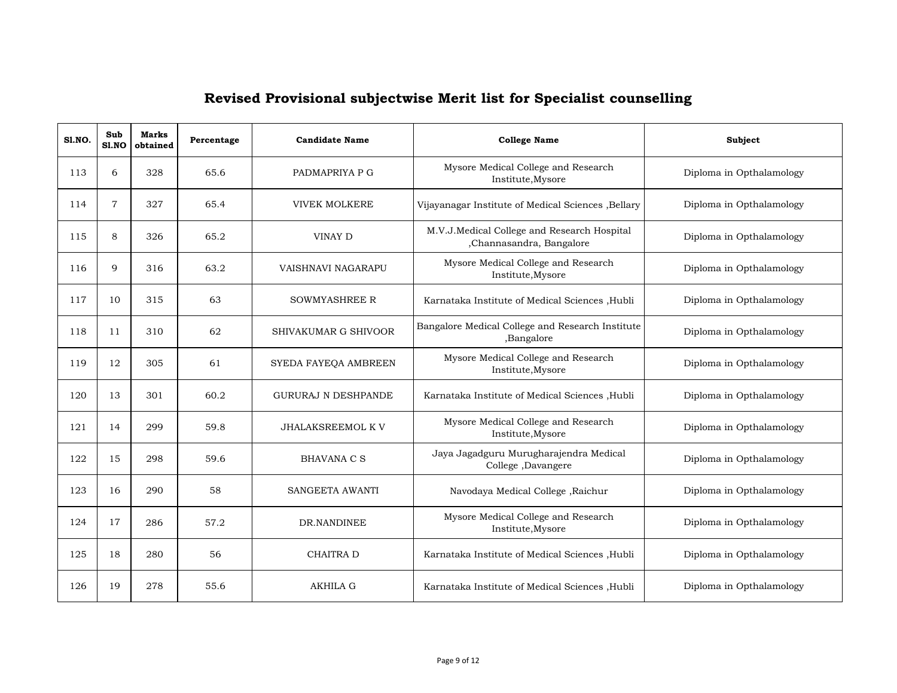## Revised Provisional subjectwise Merit list for Specialist counselling

| Sl.NO. | Sub Sl.NO | Marks obtained | Percentage | Candidate Name | College Name | Subject |
|---|---|---|---|---|---|---|
| 113 | 6 | 328 | 65.6 | PADMAPRIYA P G | Mysore Medical College and Research Institute,Mysore | Diploma in Opthalamology |
| 114 | 7 | 327 | 65.4 | VIVEK MOLKERE | Vijayanagar Institute of Medical Sciences ,Bellary | Diploma in Opthalamology |
| 115 | 8 | 326 | 65.2 | VINAY D | M.V.J.Medical College and Research Hospital ,Channasandra, Bangalore | Diploma in Opthalamology |
| 116 | 9 | 316 | 63.2 | VAISHNAVI NAGARAPU | Mysore Medical College and Research Institute,Mysore | Diploma in Opthalamology |
| 117 | 10 | 315 | 63 | SOWMYASHREE R | Karnataka Institute of Medical Sciences ,Hubli | Diploma in Opthalamology |
| 118 | 11 | 310 | 62 | SHIVAKUMAR G SHIVOOR | Bangalore Medical College and Research Institute ,Bangalore | Diploma in Opthalamology |
| 119 | 12 | 305 | 61 | SYEDA FAYEQA AMBREEN | Mysore Medical College and Research Institute,Mysore | Diploma in Opthalamology |
| 120 | 13 | 301 | 60.2 | GURURAJ N DESHPANDE | Karnataka Institute of Medical Sciences ,Hubli | Diploma in Opthalamology |
| 121 | 14 | 299 | 59.8 | JHALAKSREEMOL K V | Mysore Medical College and Research Institute,Mysore | Diploma in Opthalamology |
| 122 | 15 | 298 | 59.6 | BHAVANA C S | Jaya Jagadguru Murugharajendra Medical College ,Davangere | Diploma in Opthalamology |
| 123 | 16 | 290 | 58 | SANGEETA AWANTI | Navodaya Medical College ,Raichur | Diploma in Opthalamology |
| 124 | 17 | 286 | 57.2 | DR.NANDINEE | Mysore Medical College and Research Institute,Mysore | Diploma in Opthalamology |
| 125 | 18 | 280 | 56 | CHAITRA D | Karnataka Institute of Medical Sciences ,Hubli | Diploma in Opthalamology |
| 126 | 19 | 278 | 55.6 | AKHILA G | Karnataka Institute of Medical Sciences ,Hubli | Diploma in Opthalamology |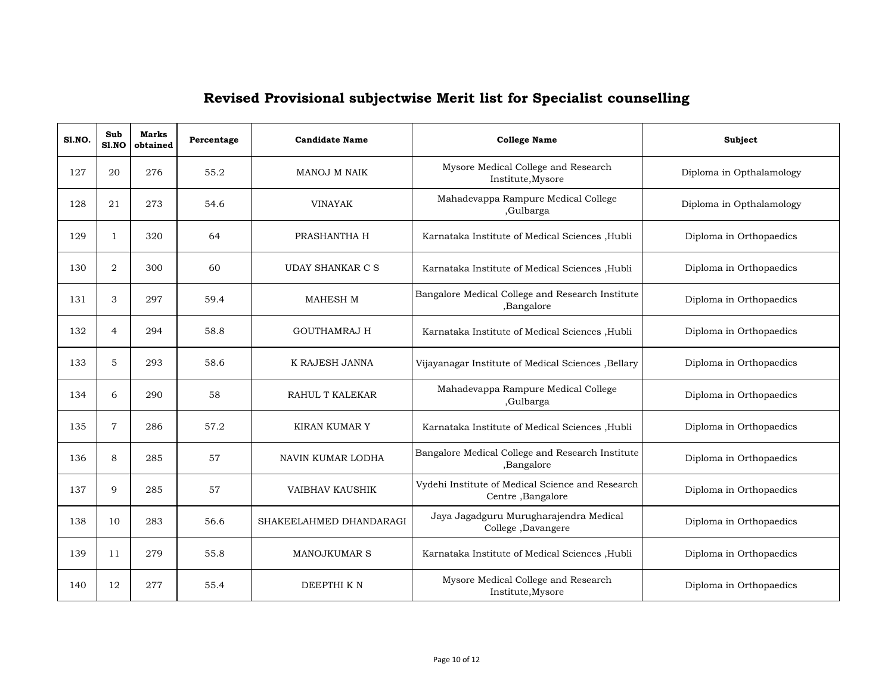# Revised Provisional subjectwise Merit list for Specialist counselling

| Sl.NO. | Sub Sl.NO | Marks obtained | Percentage | Candidate Name | College Name | Subject |
|---|---|---|---|---|---|---|
| 127 | 20 | 276 | 55.2 | MANOJ M NAIK | Mysore Medical College and Research Institute,Mysore | Diploma in Opthalamology |
| 128 | 21 | 273 | 54.6 | VINAYAK | Mahadevappa Rampure Medical College ,Gulbarga | Diploma in Opthalamology |
| 129 | 1 | 320 | 64 | PRASHANTHA H | Karnataka Institute of Medical Sciences ,Hubli | Diploma in Orthopaedics |
| 130 | 2 | 300 | 60 | UDAY SHANKAR C S | Karnataka Institute of Medical Sciences ,Hubli | Diploma in Orthopaedics |
| 131 | 3 | 297 | 59.4 | MAHESH M | Bangalore Medical College and Research Institute ,Bangalore | Diploma in Orthopaedics |
| 132 | 4 | 294 | 58.8 | GOUTHAMRAJ H | Karnataka Institute of Medical Sciences ,Hubli | Diploma in Orthopaedics |
| 133 | 5 | 293 | 58.6 | K RAJESH JANNA | Vijayanagar Institute of Medical Sciences ,Bellary | Diploma in Orthopaedics |
| 134 | 6 | 290 | 58 | RAHUL T KALEKAR | Mahadevappa Rampure Medical College ,Gulbarga | Diploma in Orthopaedics |
| 135 | 7 | 286 | 57.2 | KIRAN KUMAR Y | Karnataka Institute of Medical Sciences ,Hubli | Diploma in Orthopaedics |
| 136 | 8 | 285 | 57 | NAVIN KUMAR LODHA | Bangalore Medical College and Research Institute ,Bangalore | Diploma in Orthopaedics |
| 137 | 9 | 285 | 57 | VAIBHAV KAUSHIK | Vydehi Institute of Medical Science and Research Centre ,Bangalore | Diploma in Orthopaedics |
| 138 | 10 | 283 | 56.6 | SHAKEELAHMED DHANDARAGI | Jaya Jagadguru Murugharajendra Medical College ,Davangere | Diploma in Orthopaedics |
| 139 | 11 | 279 | 55.8 | MANOJKUMAR S | Karnataka Institute of Medical Sciences ,Hubli | Diploma in Orthopaedics |
| 140 | 12 | 277 | 55.4 | DEEPTHI K N | Mysore Medical College and Research Institute,Mysore | Diploma in Orthopaedics |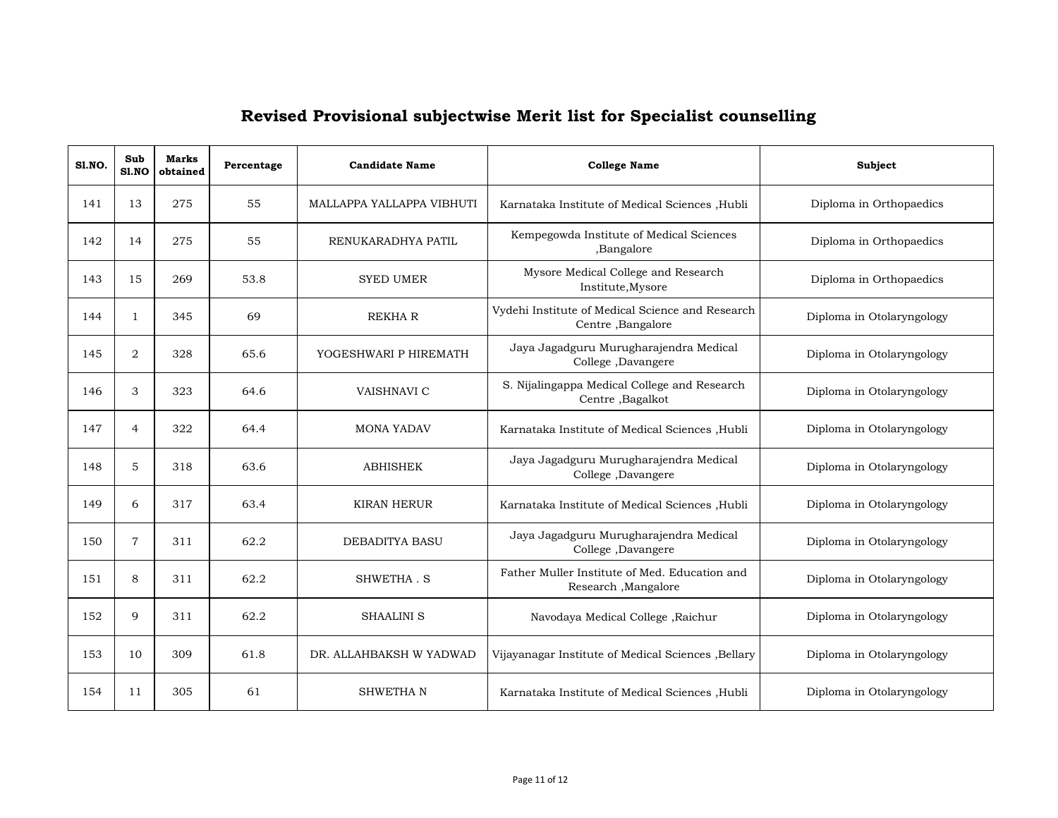# Revised Provisional subjectwise Merit list for Specialist counselling

| Sl.NO. | Sub Sl.NO | Marks obtained | Percentage | Candidate Name | College Name | Subject |
|---|---|---|---|---|---|---|
| 141 | 13 | 275 | 55 | MALLAPPA YALLAPPA VIBHUTI | Karnataka Institute of Medical Sciences ,Hubli | Diploma in Orthopaedics |
| 142 | 14 | 275 | 55 | RENUKARADHYA PATIL | Kempegowda Institute of Medical Sciences ,Bangalore | Diploma in Orthopaedics |
| 143 | 15 | 269 | 53.8 | SYED UMER | Mysore Medical College and Research Institute,Mysore | Diploma in Orthopaedics |
| 144 | 1 | 345 | 69 | REKHA R | Vydehi Institute of Medical Science and Research Centre ,Bangalore | Diploma in Otolaryngology |
| 145 | 2 | 328 | 65.6 | YOGESHWARI P HIREMATH | Jaya Jagadguru Murugharajendra Medical College ,Davangere | Diploma in Otolaryngology |
| 146 | 3 | 323 | 64.6 | VAISHNAVI C | S. Nijalingappa Medical College and Research Centre ,Bagalkot | Diploma in Otolaryngology |
| 147 | 4 | 322 | 64.4 | MONA YADAV | Karnataka Institute of Medical Sciences ,Hubli | Diploma in Otolaryngology |
| 148 | 5 | 318 | 63.6 | ABHISHEK | Jaya Jagadguru Murugharajendra Medical College ,Davangere | Diploma in Otolaryngology |
| 149 | 6 | 317 | 63.4 | KIRAN HERUR | Karnataka Institute of Medical Sciences ,Hubli | Diploma in Otolaryngology |
| 150 | 7 | 311 | 62.2 | DEBADITYA BASU | Jaya Jagadguru Murugharajendra Medical College ,Davangere | Diploma in Otolaryngology |
| 151 | 8 | 311 | 62.2 | SHWETHA . S | Father Muller Institute of Med. Education and Research ,Mangalore | Diploma in Otolaryngology |
| 152 | 9 | 311 | 62.2 | SHAALINI S | Navodaya Medical College ,Raichur | Diploma in Otolaryngology |
| 153 | 10 | 309 | 61.8 | DR. ALLAHBAKSH W YADWAD | Vijayanagar Institute of Medical Sciences ,Bellary | Diploma in Otolaryngology |
| 154 | 11 | 305 | 61 | SHWETHA N | Karnataka Institute of Medical Sciences ,Hubli | Diploma in Otolaryngology |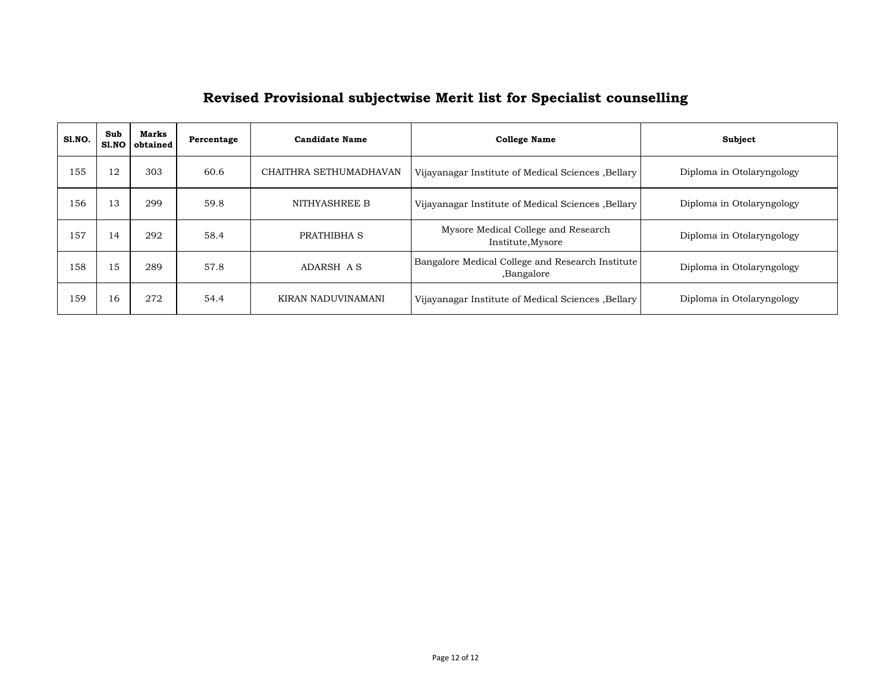# Revised Provisional subjectwise Merit list for Specialist counselling

| Sl.NO. | Sub Sl.NO | Marks obtained | Percentage | Candidate Name | College Name | Subject |
|---|---|---|---|---|---|---|
| 155 | 12 | 303 | 60.6 | CHAITHRA SETHUMADHAVAN | Vijayanagar Institute of Medical Sciences ,Bellary | Diploma in Otolaryngology |
| 156 | 13 | 299 | 59.8 | NITHYASHREE B | Vijayanagar Institute of Medical Sciences ,Bellary | Diploma in Otolaryngology |
| 157 | 14 | 292 | 58.4 | PRATHIBHA S | Mysore Medical College and Research Institute,Mysore | Diploma in Otolaryngology |
| 158 | 15 | 289 | 57.8 | ADARSH A S | Bangalore Medical College and Research Institute ,Bangalore | Diploma in Otolaryngology |
| 159 | 16 | 272 | 54.4 | KIRAN NADUVINAMANI | Vijayanagar Institute of Medical Sciences ,Bellary | Diploma in Otolaryngology |